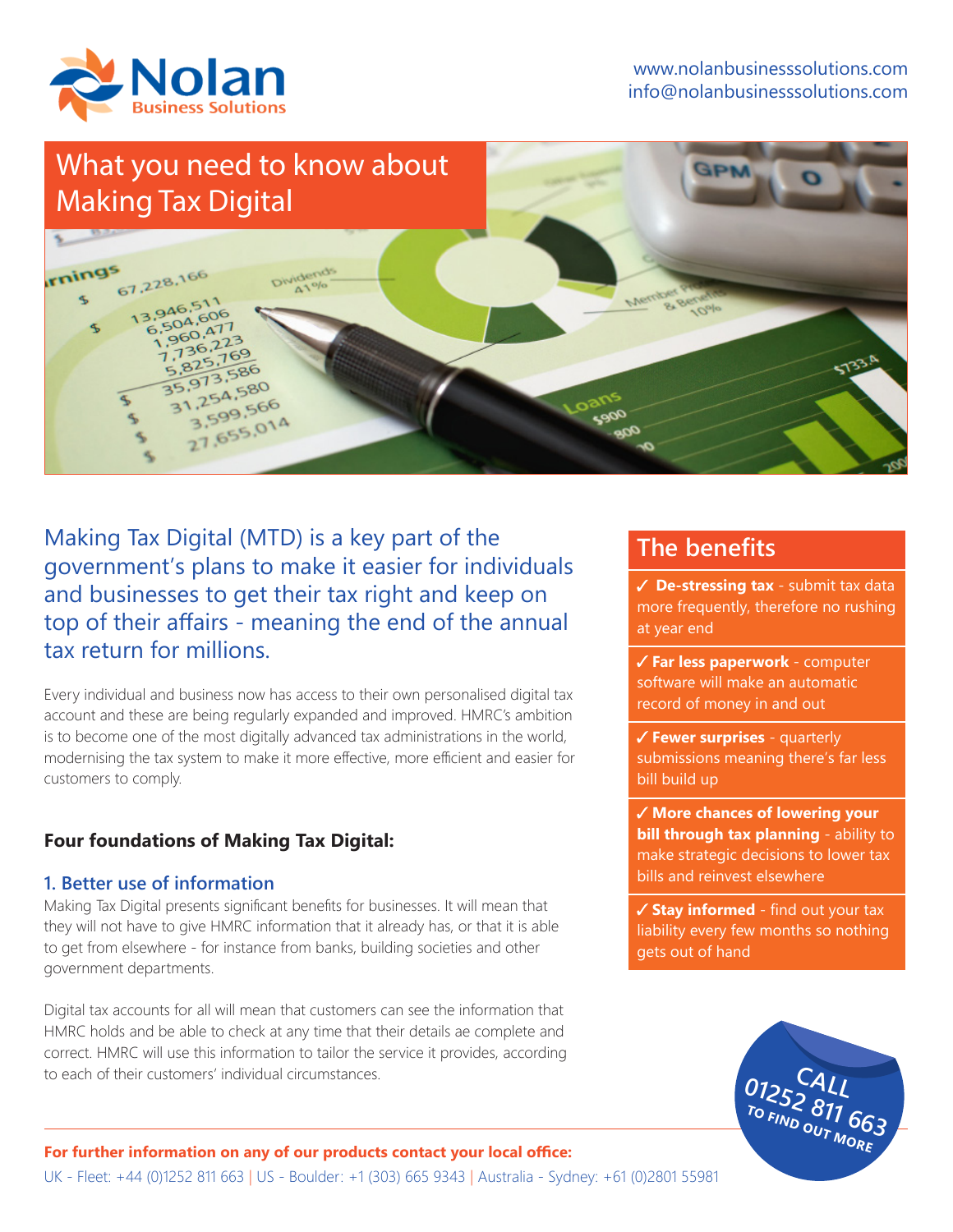# Nolan Business Solutions

www.nolanbusinesssolutions.com
info@nolanbusinesssolutions.com

# What you need to know about Making Tax Digital

Making Tax Digital (MTD) is a key part of the government's plans to make it easier for individuals and businesses to get their tax right and keep on top of their affairs - meaning the end of the annual tax return for millions.

Every individual and business now has access to their own personalised digital tax account and these are being regularly expanded and improved. HMRC's ambition is to become one of the most digitally advanced tax administrations in the world, modernising the tax system to make it more effective, more efficient and easier for customers to comply.

## Four foundations of Making Tax Digital:

### 1. Better use of information

Making Tax Digital presents significant benefits for businesses. It will mean that they will not have to give HMRC information that it already has, or that it is able to get from elsewhere - for instance from banks, building societies and other government departments.

Digital tax accounts for all will mean that customers can see the information that HMRC holds and be able to check at any time that their details ae complete and correct. HMRC will use this information to tailor the service it provides, according to each of their customers' individual circumstances.

## The benefits

- ✓ **De-stressing tax** - submit tax data more frequently, therefore no rushing at year end
- ✓ **Far less paperwork** - computer software will make an automatic record of money in and out
- ✓ **Fewer surprises** - quarterly submissions meaning there's far less bill build up
- ✓ **More chances of lowering your bill through tax planning** - ability to make strategic decisions to lower tax bills and reinvest elsewhere
- ✓ **Stay informed** - find out your tax liability every few months so nothing gets out of hand

CALL 01252 811 663 TO FIND OUT MORE

**For further information on any of our products contact your local office:**
UK - Fleet: +44 (0)1252 811 663 | US - Boulder: +1 (303) 665 9343 | Australia - Sydney: +61 (0)2801 55981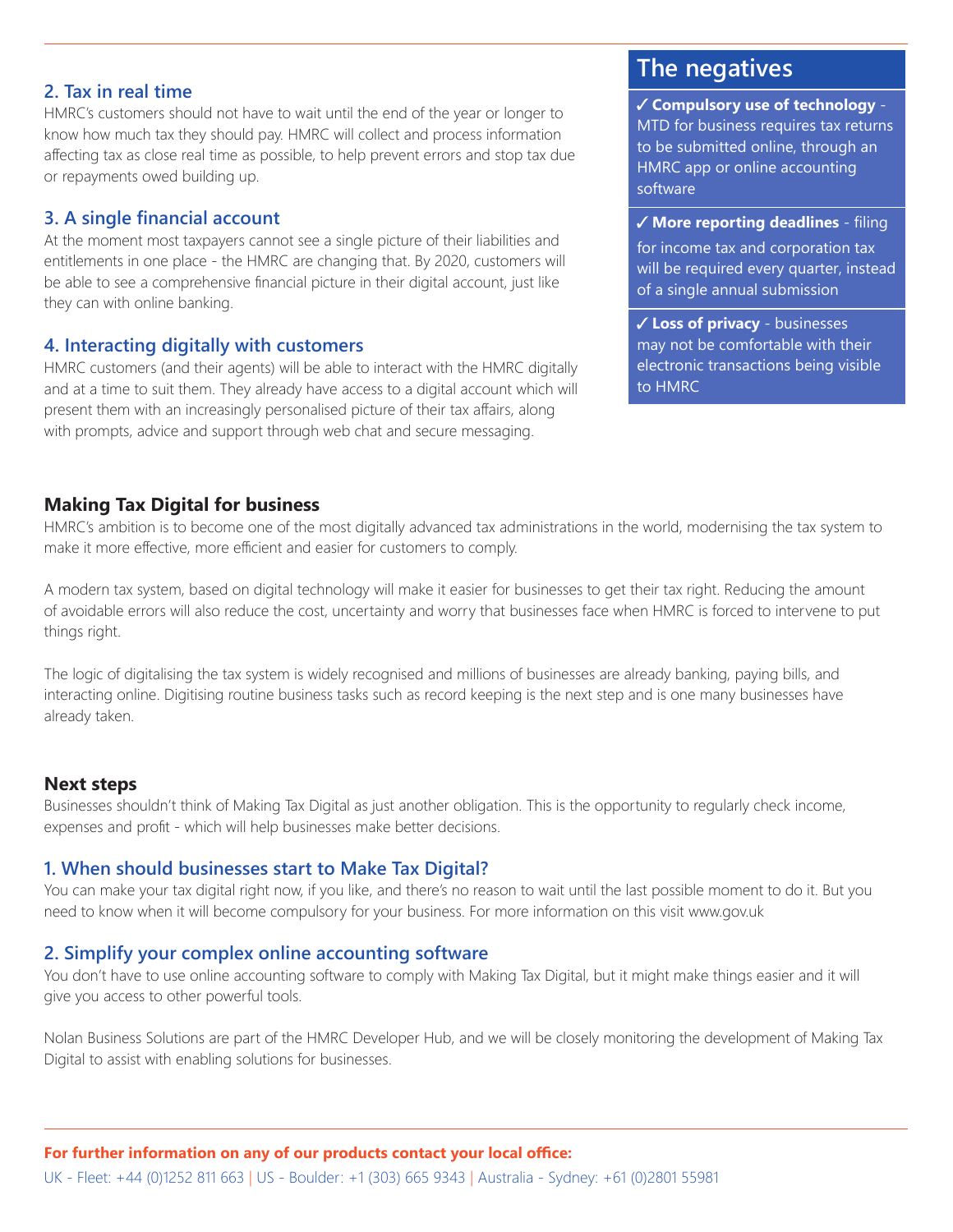### 2. Tax in real time

HMRC's customers should not have to wait until the end of the year or longer to know how much tax they should pay. HMRC will collect and process information affecting tax as close real time as possible, to help prevent errors and stop tax due or repayments owed building up.

### 3. A single financial account

At the moment most taxpayers cannot see a single picture of their liabilities and entitlements in one place - the HMRC are changing that. By 2020, customers will be able to see a comprehensive financial picture in their digital account, just like they can with online banking.

### 4. Interacting digitally with customers

HMRC customers (and their agents) will be able to interact with the HMRC digitally and at a time to suit them. They already have access to a digital account which will present them with an increasingly personalised picture of their tax affairs, along with prompts, advice and support through web chat and secure messaging.

## The negatives

✓ **Compulsory use of technology** - MTD for business requires tax returns to be submitted online, through an HMRC app or online accounting software

✓ **More reporting deadlines** - filing for income tax and corporation tax will be required every quarter, instead of a single annual submission

✓ **Loss of privacy** - businesses may not be comfortable with their electronic transactions being visible to HMRC

## Making Tax Digital for business

HMRC's ambition is to become one of the most digitally advanced tax administrations in the world, modernising the tax system to make it more effective, more efficient and easier for customers to comply.

A modern tax system, based on digital technology will make it easier for businesses to get their tax right. Reducing the amount of avoidable errors will also reduce the cost, uncertainty and worry that businesses face when HMRC is forced to intervene to put things right.

The logic of digitalising the tax system is widely recognised and millions of businesses are already banking, paying bills, and interacting online. Digitising routine business tasks such as record keeping is the next step and is one many businesses have already taken.

## Next steps

Businesses shouldn't think of Making Tax Digital as just another obligation. This is the opportunity to regularly check income, expenses and profit - which will help businesses make better decisions.

### 1. When should businesses start to Make Tax Digital?

You can make your tax digital right now, if you like, and there's no reason to wait until the last possible moment to do it. But you need to know when it will become compulsory for your business. For more information on this visit www.gov.uk

### 2. Simplify your complex online accounting software

You don't have to use online accounting software to comply with Making Tax Digital, but it might make things easier and it will give you access to other powerful tools.

Nolan Business Solutions are part of the HMRC Developer Hub, and we will be closely monitoring the development of Making Tax Digital to assist with enabling solutions for businesses.

**For further information on any of our products contact your local office:**

UK - Fleet: +44 (0)1252 811 663 | US - Boulder: +1 (303) 665 9343 | Australia - Sydney: +61 (0)2801 55981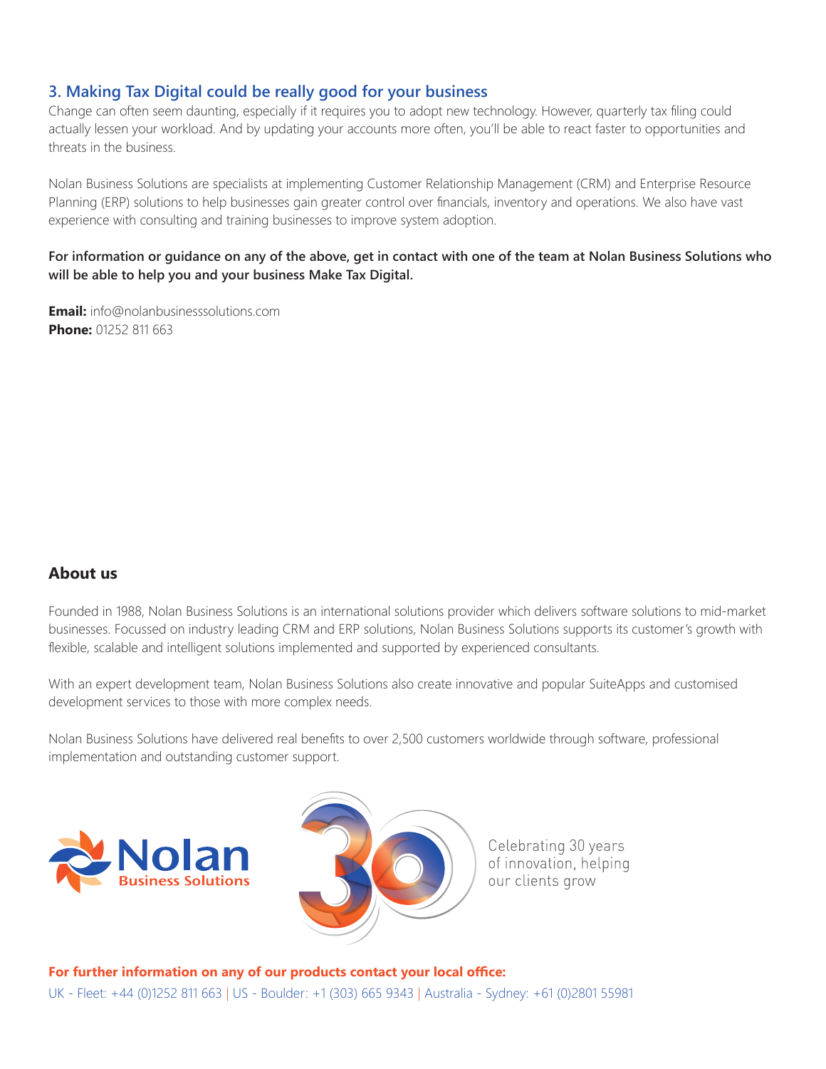### 3. Making Tax Digital could be really good for your business

Change can often seem daunting, especially if it requires you to adopt new technology. However, quarterly tax filing could actually lessen your workload. And by updating your accounts more often, you'll be able to react faster to opportunities and threats in the business.

Nolan Business Solutions are specialists at implementing Customer Relationship Management (CRM) and Enterprise Resource Planning (ERP) solutions to help businesses gain greater control over financials, inventory and operations. We also have vast experience with consulting and training businesses to improve system adoption.

**For information or guidance on any of the above, get in contact with one of the team at Nolan Business Solutions who will be able to help you and your business Make Tax Digital.**

**Email:** info@nolanbusinesssolutions.com
**Phone:** 01252 811 663

### About us

Founded in 1988, Nolan Business Solutions is an international solutions provider which delivers software solutions to mid-market businesses. Focussed on industry leading CRM and ERP solutions, Nolan Business Solutions supports its customer's growth with flexible, scalable and intelligent solutions implemented and supported by experienced consultants.

With an expert development team, Nolan Business Solutions also create innovative and popular SuiteApps and customised development services to those with more complex needs.

Nolan Business Solutions have delivered real benefits to over 2,500 customers worldwide through software, professional implementation and outstanding customer support.

Nolan Business Solutions

Celebrating 30 years of innovation, helping our clients grow

**For further information on any of our products contact your local office:**

UK - Fleet: +44 (0)1252 811 663 | US - Boulder: +1 (303) 665 9343 | Australia - Sydney: +61 (0)2801 55981